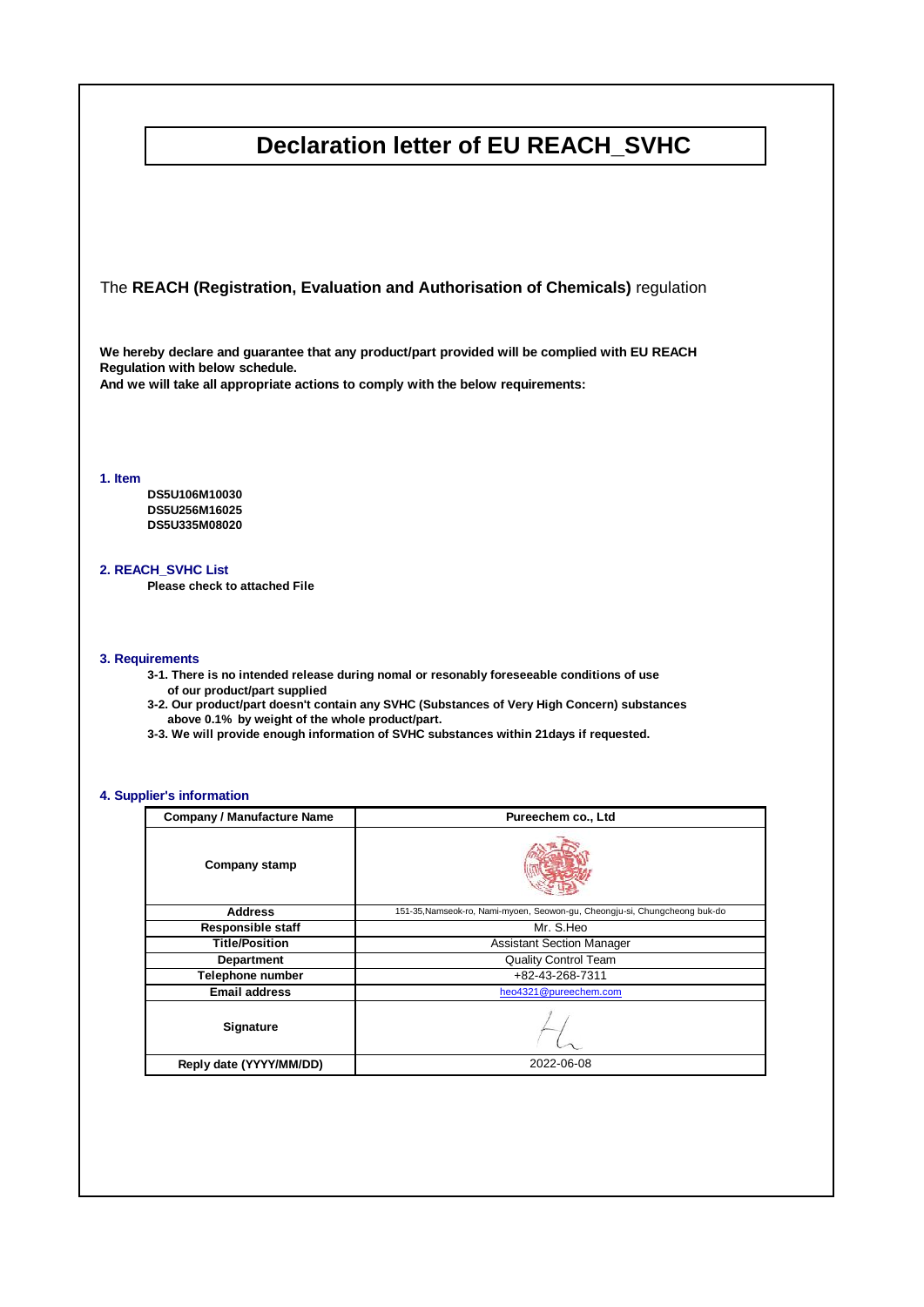# Declaration letter of EU REACH_SVHC

The **REACH (Registration, Evaluation and Authorisation of Chemicals)** regulation

**We hereby declare and guarantee that any product/part provided will be complied with EU REACH Regulation with below schedule.**
**And we will take all appropriate actions to comply with the below requirements:**

## 1. Item

**DS5U106M10030**
**DS5U256M16025**
**DS5U335M08020**

## 2. REACH_SVHC List

**Please check to attached File**

## 3. Requirements

**3-1. There is no intended release during nomal or resonably foreseeable conditions of use of our product/part supplied**

**3-2. Our product/part doesn't contain any SVHC (Substances of Very High Concern) substances above 0.1% by weight of the whole product/part.**

**3-3. We will provide enough information of SVHC substances within 21days if requested.**

## 4. Supplier's information

| Company / Manufacture Name | Pureechem co., Ltd |
|---|---|
| Company stamp | |
| Address | 151-35,Namseok-ro, Nami-myoen, Seowon-gu, Cheongju-si, Chungcheong buk-do |
| Responsible staff | Mr. S.Heo |
| Title/Position | Assistant Section Manager |
| Department | Quality Control Team |
| Telephone number | +82-43-268-7311 |
| Email address | heo4321@pureechem.com |
| Signature | |
| Reply date (YYYY/MM/DD) | 2022-06-08 |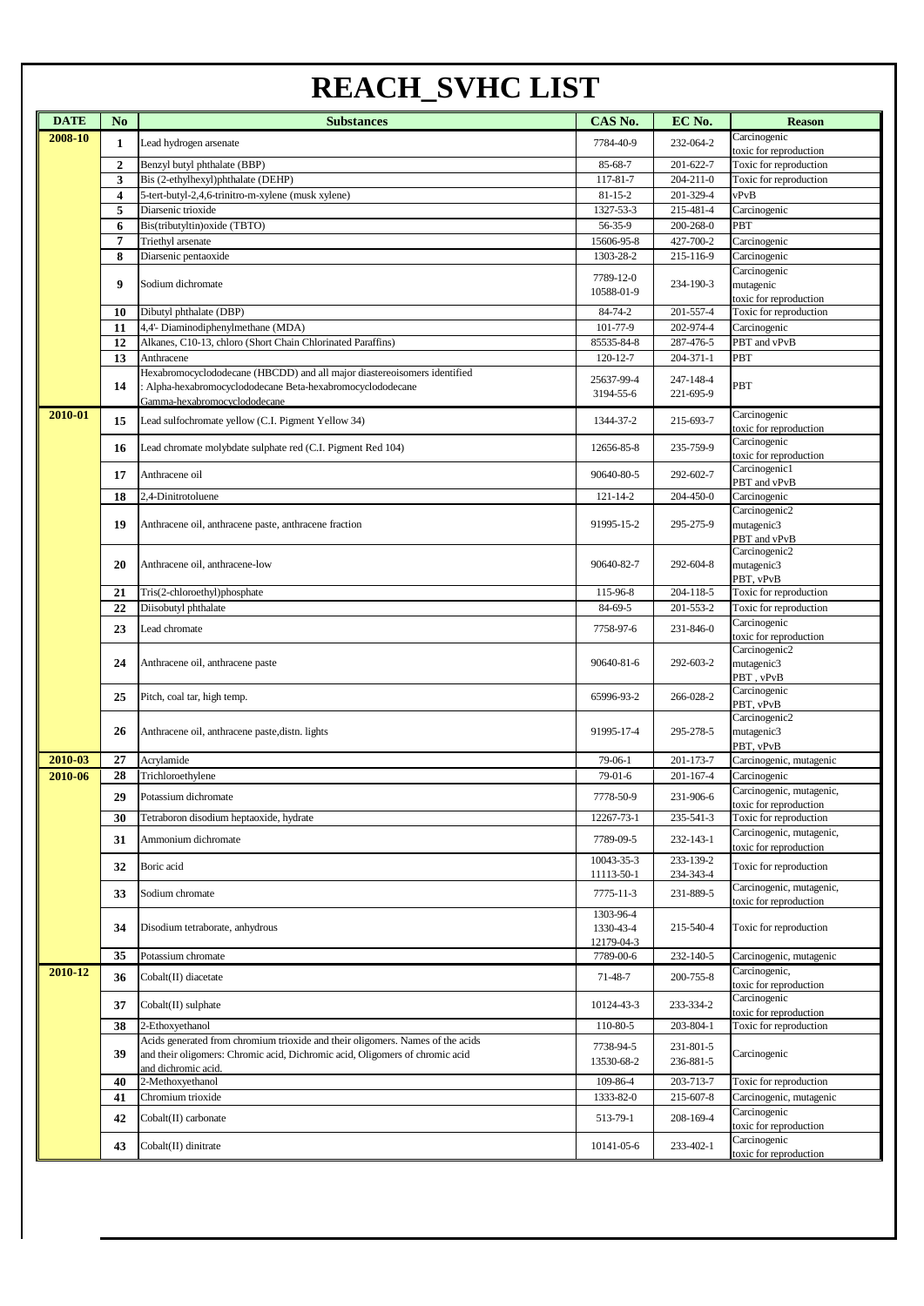# REACH_SVHC LIST

| DATE | No | Substances | CAS No. | EC No. | Reason |
|---|---|---|---|---|---|
| 2008-10 | 1 | Lead hydrogen arsenate | 7784-40-9 | 232-064-2 | Carcinogenic toxic for reproduction |
| | 2 | Benzyl butyl phthalate (BBP) | 85-68-7 | 201-622-7 | Toxic for reproduction |
| | 3 | Bis (2-ethylhexyl)phthalate (DEHP) | 117-81-7 | 204-211-0 | Toxic for reproduction |
| | 4 | 5-tert-butyl-2,4,6-trinitro-m-xylene (musk xylene) | 81-15-2 | 201-329-4 | vPvB |
| | 5 | Diarsenic trioxide | 1327-53-3 | 215-481-4 | Carcinogenic |
| | 6 | Bis(tributyltin)oxide (TBTO) | 56-35-9 | 200-268-0 | PBT |
| | 7 | Triethyl arsenate | 15606-95-8 | 427-700-2 | Carcinogenic |
| | 8 | Diarsenic pentaoxide | 1303-28-2 | 215-116-9 | Carcinogenic |
| | 9 | Sodium dichromate | 7789-12-0 10588-01-9 | 234-190-3 | Carcinogenic mutagenic toxic for reproduction |
| | 10 | Dibutyl phthalate (DBP) | 84-74-2 | 201-557-4 | Toxic for reproduction |
| | 11 | 4,4'- Diaminodiphenylmethane (MDA) | 101-77-9 | 202-974-4 | Carcinogenic |
| | 12 | Alkanes, C10-13, chloro (Short Chain Chlorinated Paraffins) | 85535-84-8 | 287-476-5 | PBT and vPvB |
| | 13 | Anthracene | 120-12-7 | 204-371-1 | PBT |
| | 14 | Hexabromocyclododecane (HBCDD) and all major diastereoisomers identified : Alpha-hexabromocyclododecane Beta-hexabromocyclododecane Gamma-hexabromocyclododecane | 25637-99-4 3194-55-6 | 247-148-4 221-695-9 | PBT |
| 2010-01 | 15 | Lead sulfochromate yellow (C.I. Pigment Yellow 34) | 1344-37-2 | 215-693-7 | Carcinogenic toxic for reproduction |
| | 16 | Lead chromate molybdate sulphate red (C.I. Pigment Red 104) | 12656-85-8 | 235-759-9 | Carcinogenic toxic for reproduction |
| | 17 | Anthracene oil | 90640-80-5 | 292-602-7 | Carcinogenic1 PBT and vPvB |
| | 18 | 2,4-Dinitrotoluene | 121-14-2 | 204-450-0 | Carcinogenic |
| | 19 | Anthracene oil, anthracene paste, anthracene fraction | 91995-15-2 | 295-275-9 | Carcinogenic2 mutagenic3 PBT and vPvB |
| | 20 | Anthracene oil, anthracene-low | 90640-82-7 | 292-604-8 | Carcinogenic2 mutagenic3 PBT, vPvB |
| | 21 | Tris(2-chloroethyl)phosphate | 115-96-8 | 204-118-5 | Toxic for reproduction |
| | 22 | Diisobutyl phthalate | 84-69-5 | 201-553-2 | Toxic for reproduction |
| | 23 | Lead chromate | 7758-97-6 | 231-846-0 | Carcinogenic toxic for reproduction |
| | 24 | Anthracene oil, anthracene paste | 90640-81-6 | 292-603-2 | Carcinogenic2 mutagenic3 PBT , vPvB |
| | 25 | Pitch, coal tar, high temp. | 65996-93-2 | 266-028-2 | Carcinogenic PBT, vPvB |
| | 26 | Anthracene oil, anthracene paste,distn. lights | 91995-17-4 | 295-278-5 | Carcinogenic2 mutagenic3 PBT, vPvB |
| 2010-03 | 27 | Acrylamide | 79-06-1 | 201-173-7 | Carcinogenic, mutagenic |
| 2010-06 | 28 | Trichloroethylene | 79-01-6 | 201-167-4 | Carcinogenic |
| | 29 | Potassium dichromate | 7778-50-9 | 231-906-6 | Carcinogenic, mutagenic, toxic for reproduction |
| | 30 | Tetraboron disodium heptaoxide, hydrate | 12267-73-1 | 235-541-3 | Toxic for reproduction |
| | 31 | Ammonium dichromate | 7789-09-5 | 232-143-1 | Carcinogenic, mutagenic, toxic for reproduction |
| | 32 | Boric acid | 10043-35-3 11113-50-1 | 233-139-2 234-343-4 | Toxic for reproduction |
| | 33 | Sodium chromate | 7775-11-3 | 231-889-5 | Carcinogenic, mutagenic, toxic for reproduction |
| | 34 | Disodium tetraborate, anhydrous | 1303-96-4 1330-43-4 12179-04-3 | 215-540-4 | Toxic for reproduction |
| | 35 | Potassium chromate | 7789-00-6 | 232-140-5 | Carcinogenic, mutagenic |
| 2010-12 | 36 | Cobalt(II) diacetate | 71-48-7 | 200-755-8 | Carcinogenic, toxic for reproduction |
| | 37 | Cobalt(II) sulphate | 10124-43-3 | 233-334-2 | Carcinogenic toxic for reproduction |
| | 38 | 2-Ethoxyethanol | 110-80-5 | 203-804-1 | Toxic for reproduction |
| | 39 | Acids generated from chromium trioxide and their oligomers. Names of the acids and their oligomers: Chromic acid, Dichromic acid, Oligomers of chromic acid and dichromic acid. | 7738-94-5 13530-68-2 | 231-801-5 236-881-5 | Carcinogenic |
| | 40 | 2-Methoxyethanol | 109-86-4 | 203-713-7 | Toxic for reproduction |
| | 41 | Chromium trioxide | 1333-82-0 | 215-607-8 | Carcinogenic, mutagenic |
| | 42 | Cobalt(II) carbonate | 513-79-1 | 208-169-4 | Carcinogenic toxic for reproduction |
| | 43 | Cobalt(II) dinitrate | 10141-05-6 | 233-402-1 | Carcinogenic toxic for reproduction |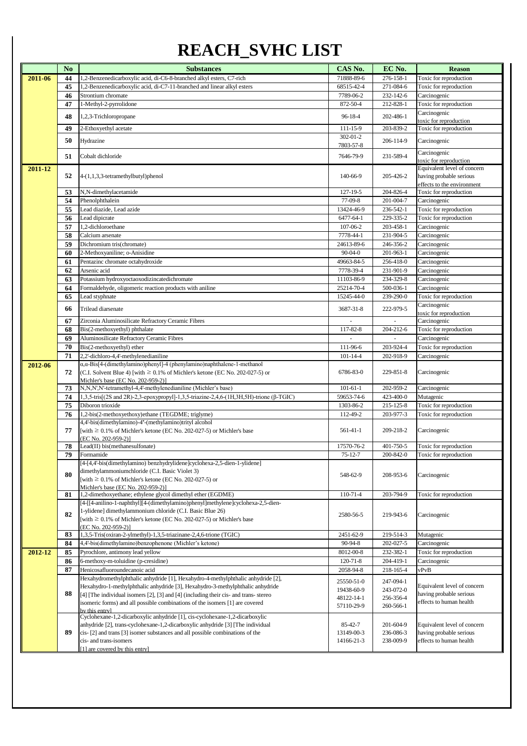# REACH_SVHC LIST

| | No | Substances | CAS No. | EC No. | Reason |
|---|---|---|---|---|---|
| 2011-06 | 44 | 1,2-Benzenedicarboxylic acid, di-C6-8-branched alkyl esters, C7-rich | 71888-89-6 | 276-158-1 | Toxic for reproduction |
| | 45 | 1,2-Benzenedicarboxylic acid, di-C7-11-branched and linear alkyl esters | 68515-42-4 | 271-084-6 | Toxic for reproduction |
| | 46 | Strontium chromate | 7789-06-2 | 232-142-6 | Carcinogenic |
| | 47 | 1-Methyl-2-pyrrolidone | 872-50-4 | 212-828-1 | Toxic for reproduction |
| | 48 | 1,2,3-Trichloropropane | 96-18-4 | 202-486-1 | Carcinogenic toxic for reproduction |
| | 49 | 2-Ethoxyethyl acetate | 111-15-9 | 203-839-2 | Toxic for reproduction |
| | 50 | Hydrazine | 302-01-2 7803-57-8 | 206-114-9 | Carcinogenic |
| | 51 | Cobalt dichloride | 7646-79-9 | 231-589-4 | Carcinogenic toxic for reproduction |
| 2011-12 | 52 | 4-(1,1,3,3-tetramethylbutyl)phenol | 140-66-9 | 205-426-2 | Equivalent level of concern having probable serious effects to the environment |
| | 53 | N,N-dimethylacetamide | 127-19-5 | 204-826-4 | Toxic for reproduction |
| | 54 | Phenolphthalein | 77-09-8 | 201-004-7 | Carcinogenic |
| | 55 | Lead diazide, Lead azide | 13424-46-9 | 236-542-1 | Toxic for reproduction |
| | 56 | Lead dipicrate | 6477-64-1 | 229-335-2 | Toxic for reproduction |
| | 57 | 1,2-dichloroethane | 107-06-2 | 203-458-1 | Carcinogenic |
| | 58 | Calcium arsenate | 7778-44-1 | 231-904-5 | Carcinogenic |
| | 59 | Dichromium tris(chromate) | 24613-89-6 | 246-356-2 | Carcinogenic |
| | 60 | 2-Methoxyaniline; o-Anisidine | 90-04-0 | 201-963-1 | Carcinogenic |
| | 61 | Pentazinc chromate octahydroxide | 49663-84-5 | 256-418-0 | Carcinogenic |
| | 62 | Arsenic acid | 7778-39-4 | 231-901-9 | Carcinogenic |
| | 63 | Potassium hydroxyoctaoxodizincatedichromate | 11103-86-9 | 234-329-8 | Carcinogenic |
| | 64 | Formaldehyde, oligomeric reaction products with aniline | 25214-70-4 | 500-036-1 | Carcinogenic |
| | 65 | Lead styphnate | 15245-44-0 | 239-290-0 | Toxic for reproduction |
| | 66 | Trilead diarsenate | 3687-31-8 | 222-979-5 | Carcinogenic toxic for reproduction |
| | 67 | Zirconia Aluminosilicate Refractory Ceramic Fibres | - | - | Carcinogenic |
| | 68 | Bis(2-methoxyethyl) phthalate | 117-82-8 | 204-212-6 | Toxic for reproduction |
| | 69 | Aluminosilicate Refractory Ceramic Fibres | - | - | Carcinogenic |
| | 70 | Bis(2-methoxyethyl) ether | 111-96-6 | 203-924-4 | Toxic for reproduction |
| | 71 | 2,2'-dichloro-4,4'-methylenedianiline | 101-14-4 | 202-918-9 | Carcinogenic |
| 2012-06 | 72 | α,α-Bis[4-(dimethylamino)phenyl]-4 (phenylamino)naphthalene-1-methanol (C.I. Solvent Blue 4) [with ≥ 0.1% of Michler's ketone (EC No. 202-027-5) or Michler's base (EC No. 202-959-2)] | 6786-83-0 | 229-851-8 | Carcinogenic |
| | 73 | N,N,N',N'-tetramethyl-4,4'-methylenedianiline (Michler's base) | 101-61-1 | 202-959-2 | Carcinogenic |
| | 74 | 1,3,5-tris[(2S and 2R)-2,3-epoxypropyl]-1,3,5-triazine-2,4,6-(1H,3H,5H)-trione (β-TGIC) | 59653-74-6 | 423-400-0 | Mutagenic |
| | 75 | Diboron trioxide | 1303-86-2 | 215-125-8 | Toxic for reproduction |
| | 76 | 1,2-bis(2-methoxyethoxy)ethane (TEGDME; triglyme) | 112-49-2 | 203-977-3 | Toxic for reproduction |
| | 77 | 4,4'-bis(dimethylamino)-4''-(methylamino)trityl alcohol [with ≥ 0.1% of Michler's ketone (EC No. 202-027-5) or Michler's base (EC No. 202-959-2)] | 561-41-1 | 209-218-2 | Carcinogenic |
| | 78 | Lead(II) bis(methanesulfonate) | 17570-76-2 | 401-750-5 | Toxic for reproduction |
| | 79 | Formamide | 75-12-7 | 200-842-0 | Toxic for reproduction |
| | 80 | [4-[4,4'-bis(dimethylamino) benzhydrylidene]cyclohexa-2,5-dien-1-ylidene] dimethylammoniumchloride (C.I. Basic Violet 3) [with ≥ 0.1% of Michler's ketone (EC No. 202-027-5) or Michler's base (EC No. 202-959-2)] | 548-62-9 | 208-953-6 | Carcinogenic |
| | 81 | 1,2-dimethoxyethane; ethylene glycol dimethyl ether (EGDME) | 110-71-4 | 203-794-9 | Toxic for reproduction |
| | 82 | [4-[[4-anilino-1-naphthyl][4-(dimethylamino)phenyl]methylene]cyclohexa-2,5-dien-1-ylidene] dimethylammonium chloride (C.I. Basic Blue 26) [with ≥ 0.1% of Michler's ketone (EC No. 202-027-5) or Michler's base (EC No. 202-959-2)] | 2580-56-5 | 219-943-6 | Carcinogenic |
| | 83 | 1,3,5-Tris(oxiran-2-ylmethyl)-1,3,5-triazinane-2,4,6-trione (TGIC) | 2451-62-9 | 219-514-3 | Mutagenic |
| | 84 | 4,4'-bis(dimethylamino)benzophenone (Michler's ketone) | 90-94-8 | 202-027-5 | Carcinogenic |
| 2012-12 | 85 | Pyrochlore, antimony lead yellow | 8012-00-8 | 232-382-1 | Toxic for reproduction |
| | 86 | 6-methoxy-m-toluidine (p-cresidine) | 120-71-8 | 204-419-1 | Carcinogenic |
| | 87 | Henicosafluoroundecanoic acid | 2058-94-8 | 218-165-4 | vPvB |
| | 88 | Hexahydromethylphthalic anhydride [1], Hexahydro-4-methylphthalic anhydride [2], Hexahydro-1-methylphthalic anhydride [3], Hexahydro-3-methylphthalic anhydride [4] [The individual isomers [2], [3] and [4] (including their cis- and trans- stereo isomeric forms) and all possible combinations of the isomers [1] are covered by this entry] | 25550-51-0 19438-60-9 48122-14-1 57110-29-9 | 247-094-1 243-072-0 256-356-4 260-566-1 | Equivalent level of concern having probable serious effects to human health |
| | 89 | Cyclohexane-1,2-dicarboxylic anhydride [1], cis-cyclohexane-1,2-dicarboxylic anhydride [2], trans-cyclohexane-1,2-dicarboxylic anhydride [3] [The individual cis- [2] and trans [3] isomer substances and all possible combinations of the cis- and trans-isomers [1] are covered by this entry] | 85-42-7 13149-00-3 14166-21-3 | 201-604-9 236-086-3 238-009-9 | Equivalent level of concern having probable serious effects to human health |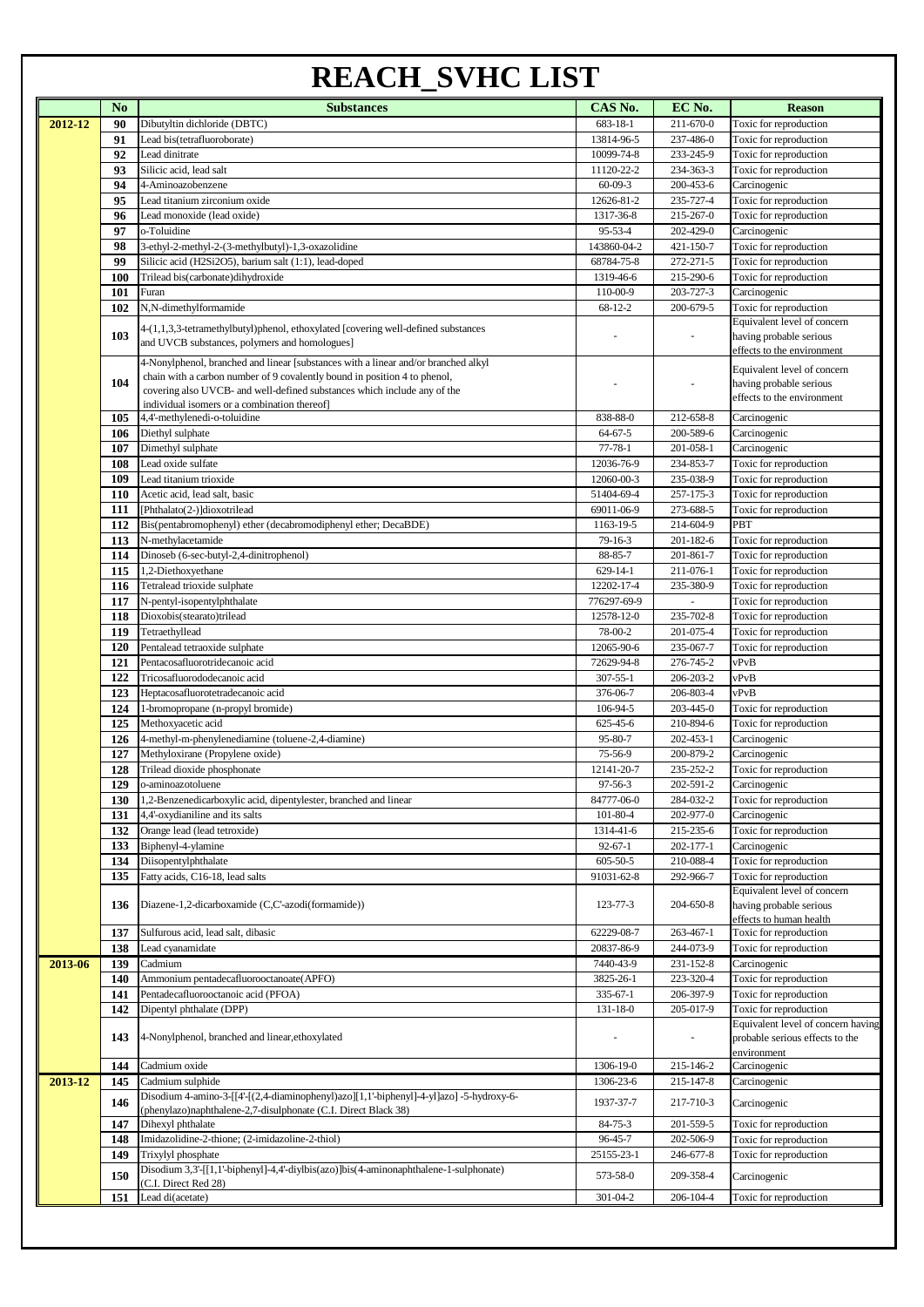# REACH_SVHC LIST

| | No | Substances | CAS No. | EC No. | Reason |
|---|---|---|---|---|---|
| 2012-12 | 90 | Dibutyltin dichloride (DBTC) | 683-18-1 | 211-670-0 | Toxic for reproduction |
| | 91 | Lead bis(tetrafluoroborate) | 13814-96-5 | 237-486-0 | Toxic for reproduction |
| | 92 | Lead dinitrate | 10099-74-8 | 233-245-9 | Toxic for reproduction |
| | 93 | Silicic acid, lead salt | 11120-22-2 | 234-363-3 | Toxic for reproduction |
| | 94 | 4-Aminoazobenzene | 60-09-3 | 200-453-6 | Carcinogenic |
| | 95 | Lead titanium zirconium oxide | 12626-81-2 | 235-727-4 | Toxic for reproduction |
| | 96 | Lead monoxide (lead oxide) | 1317-36-8 | 215-267-0 | Toxic for reproduction |
| | 97 | o-Toluidine | 95-53-4 | 202-429-0 | Carcinogenic |
| | 98 | 3-ethyl-2-methyl-2-(3-methylbutyl)-1,3-oxazolidine | 143860-04-2 | 421-150-7 | Toxic for reproduction |
| | 99 | Silicic acid (H2Si2O5), barium salt (1:1), lead-doped | 68784-75-8 | 272-271-5 | Toxic for reproduction |
| | 100 | Trilead bis(carbonate)dihydroxide | 1319-46-6 | 215-290-6 | Toxic for reproduction |
| | 101 | Furan | 110-00-9 | 203-727-3 | Carcinogenic |
| | 102 | N,N-dimethylformamide | 68-12-2 | 200-679-5 | Toxic for reproduction |
| | 103 | 4-(1,1,3,3-tetramethylbutyl)phenol, ethoxylated [covering well-defined substances and UVCB substances, polymers and homologues] | - | - | Equivalent level of concern having probable serious effects to the environment |
| | 104 | 4-Nonylphenol, branched and linear [substances with a linear and/or branched alkyl chain with a carbon number of 9 covalently bound in position 4 to phenol, covering also UVCB- and well-defined substances which include any of the individual isomers or a combination thereof] | - | - | Equivalent level of concern having probable serious effects to the environment |
| | 105 | 4,4'-methylenedi-o-toluidine | 838-88-0 | 212-658-8 | Carcinogenic |
| | 106 | Diethyl sulphate | 64-67-5 | 200-589-6 | Carcinogenic |
| | 107 | Dimethyl sulphate | 77-78-1 | 201-058-1 | Carcinogenic |
| | 108 | Lead oxide sulfate | 12036-76-9 | 234-853-7 | Toxic for reproduction |
| | 109 | Lead titanium trioxide | 12060-00-3 | 235-038-9 | Toxic for reproduction |
| | 110 | Acetic acid, lead salt, basic | 51404-69-4 | 257-175-3 | Toxic for reproduction |
| | 111 | [Phthalato(2-)]dioxotrilead | 69011-06-9 | 273-688-5 | Toxic for reproduction |
| | 112 | Bis(pentabromophenyl) ether (decabromodiphenyl ether; DecaBDE) | 1163-19-5 | 214-604-9 | PBT |
| | 113 | N-methylacetamide | 79-16-3 | 201-182-6 | Toxic for reproduction |
| | 114 | Dinoseb (6-sec-butyl-2,4-dinitrophenol) | 88-85-7 | 201-861-7 | Toxic for reproduction |
| | 115 | 1,2-Diethoxyethane | 629-14-1 | 211-076-1 | Toxic for reproduction |
| | 116 | Tetralead trioxide sulphate | 12202-17-4 | 235-380-9 | Toxic for reproduction |
| | 117 | N-pentyl-isopentylphthalate | 776297-69-9 | - | Toxic for reproduction |
| | 118 | Dioxobis(stearato)trilead | 12578-12-0 | 235-702-8 | Toxic for reproduction |
| | 119 | Tetraethyllead | 78-00-2 | 201-075-4 | Toxic for reproduction |
| | 120 | Pentalead tetraoxide sulphate | 12065-90-6 | 235-067-7 | Toxic for reproduction |
| | 121 | Pentacosafluorotridecanoic acid | 72629-94-8 | 276-745-2 | vPvB |
| | 122 | Tricosafluorododecanoic acid | 307-55-1 | 206-203-2 | vPvB |
| | 123 | Heptacosafluorotetradecanoic acid | 376-06-7 | 206-803-4 | vPvB |
| | 124 | 1-bromopropane (n-propyl bromide) | 106-94-5 | 203-445-0 | Toxic for reproduction |
| | 125 | Methoxyacetic acid | 625-45-6 | 210-894-6 | Toxic for reproduction |
| | 126 | 4-methyl-m-phenylenediamine (toluene-2,4-diamine) | 95-80-7 | 202-453-1 | Carcinogenic |
| | 127 | Methyloxirane (Propylene oxide) | 75-56-9 | 200-879-2 | Carcinogenic |
| | 128 | Trilead dioxide phosphonate | 12141-20-7 | 235-252-2 | Toxic for reproduction |
| | 129 | o-aminoazotoluene | 97-56-3 | 202-591-2 | Carcinogenic |
| | 130 | 1,2-Benzenedicarboxylic acid, dipentylester, branched and linear | 84777-06-0 | 284-032-2 | Toxic for reproduction |
| | 131 | 4,4'-oxydianiline and its salts | 101-80-4 | 202-977-0 | Carcinogenic |
| | 132 | Orange lead (lead tetroxide) | 1314-41-6 | 215-235-6 | Toxic for reproduction |
| | 133 | Biphenyl-4-ylamine | 92-67-1 | 202-177-1 | Carcinogenic |
| | 134 | Diisopentylphthalate | 605-50-5 | 210-088-4 | Toxic for reproduction |
| | 135 | Fatty acids, C16-18, lead salts | 91031-62-8 | 292-966-7 | Toxic for reproduction |
| | 136 | Diazene-1,2-dicarboxamide (C,C'-azodi(formamide)) | 123-77-3 | 204-650-8 | Equivalent level of concern having probable serious effects to human health |
| | 137 | Sulfurous acid, lead salt, dibasic | 62229-08-7 | 263-467-1 | Toxic for reproduction |
| | 138 | Lead cyanamidate | 20837-86-9 | 244-073-9 | Toxic for reproduction |
| 2013-06 | 139 | Cadmium | 7440-43-9 | 231-152-8 | Carcinogenic |
| | 140 | Ammonium pentadecafluorooctanoate(APFO) | 3825-26-1 | 223-320-4 | Toxic for reproduction |
| | 141 | Pentadecafluorooctanoic acid (PFOA) | 335-67-1 | 206-397-9 | Toxic for reproduction |
| | 142 | Dipentyl phthalate (DPP) | 131-18-0 | 205-017-9 | Toxic for reproduction |
| | 143 | 4-Nonylphenol, branched and linear,ethoxylated | - | - | Equivalent level of concern having probable serious effects to the environment |
| | 144 | Cadmium oxide | 1306-19-0 | 215-146-2 | Carcinogenic |
| 2013-12 | 145 | Cadmium sulphide | 1306-23-6 | 215-147-8 | Carcinogenic |
| | 146 | Disodium 4-amino-3-[[4'-[(2,4-diaminophenyl)azo][1,1'-biphenyl]-4-yl]azo] -5-hydroxy-6-(phenylazo)naphthalene-2,7-disulphonate (C.I. Direct Black 38) | 1937-37-7 | 217-710-3 | Carcinogenic |
| | 147 | Dihexyl phthalate | 84-75-3 | 201-559-5 | Toxic for reproduction |
| | 148 | Imidazolidine-2-thione; (2-imidazoline-2-thiol) | 96-45-7 | 202-506-9 | Toxic for reproduction |
| | 149 | Trixylyl phosphate | 25155-23-1 | 246-677-8 | Toxic for reproduction |
| | 150 | Disodium 3,3'-[[1,1'-biphenyl]-4,4'-diylbis(azo)]bis(4-aminonaphthalene-1-sulphonate) (C.I. Direct Red 28) | 573-58-0 | 209-358-4 | Carcinogenic |
| | 151 | Lead di(acetate) | 301-04-2 | 206-104-4 | Toxic for reproduction |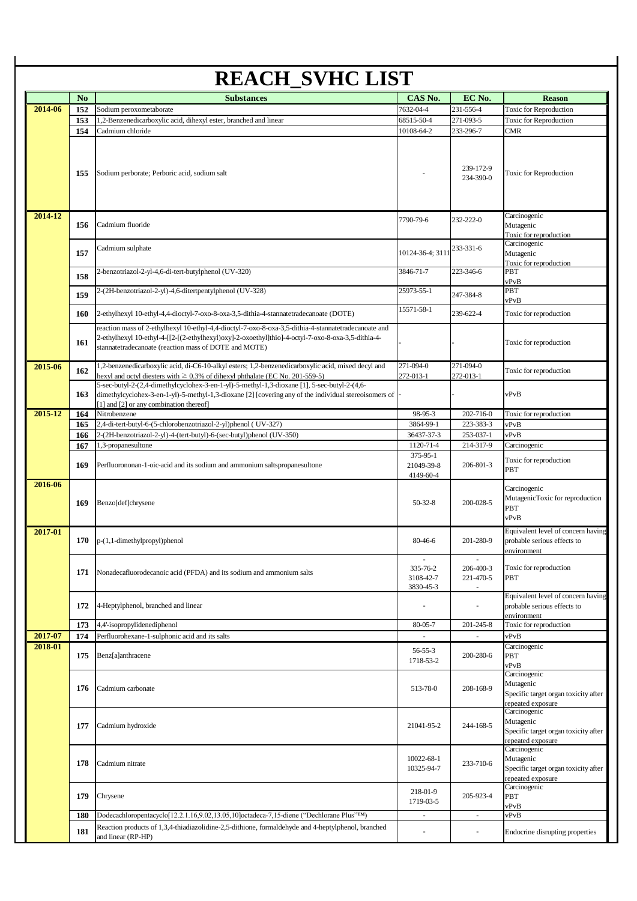# REACH_SVHC LIST

| | No | Substances | CAS No. | EC No. | Reason |
|---|---|---|---|---|---|
| 2014-06 | 152 | Sodium peroxometaborate | 7632-04-4 | 231-556-4 | Toxic for Reproduction |
| | 153 | 1,2-Benzenedicarboxylic acid, dihexyl ester, branched and linear | 68515-50-4 | 271-093-5 | Toxic for Reproduction |
| | 154 | Cadmium chloride | 10108-64-2 | 233-296-7 | CMR |
| | 155 | Sodium perborate; Perboric acid, sodium salt | - | 239-172-9 234-390-0 | Toxic for Reproduction |
| 2014-12 | 156 | Cadmium fluoride | 7790-79-6 | 232-222-0 | Carcinogenic Mutagenic Toxic for reproduction |
| | 157 | Cadmium sulphate | 10124-36-4; 3111 | 233-331-6 | Carcinogenic Mutagenic Toxic for reproduction |
| | 158 | 2-benzotriazol-2-yl-4,6-di-tert-butylphenol (UV-320) | 3846-71-7 | 223-346-6 | PBT vPvB |
| | 159 | 2-(2H-benzotriazol-2-yl)-4,6-ditertpentylphenol (UV-328) | 25973-55-1 | 247-384-8 | PBT vPvB |
| | 160 | 2-ethylhexyl 10-ethyl-4,4-dioctyl-7-oxo-8-oxa-3,5-dithia-4-stannatetradecanoate (DOTE) | 15571-58-1 | 239-622-4 | Toxic for reproduction |
| | 161 | reaction mass of 2-ethylhexyl 10-ethyl-4,4-dioctyl-7-oxo-8-oxa-3,5-dithia-4-stannatetradecanoate and 2-ethylhexyl 10-ethyl-4-[[2-[(2-ethylhexyl)oxy]-2-oxoethyl]thio]-4-octyl-7-oxo-8-oxa-3,5-dithia-4-stannatetradecanoate (reaction mass of DOTE and MOTE) | - | - | Toxic for reproduction |
| 2015-06 | 162 | 1,2-benzenedicarboxylic acid, di-C6-10-alkyl esters; 1,2-benzenedicarboxylic acid, mixed decyl and hexyl and octyl diesters with ≥ 0.3% of dihexyl phthalate (EC No. 201-559-5) | 271-094-0 272-013-1 | 271-094-0 272-013-1 | Toxic for reproduction |
| | 163 | 5-sec-butyl-2-(2,4-dimethylcyclohex-3-en-1-yl)-5-methyl-1,3-dioxane [1], 5-sec-butyl-2-(4,6-dimethylcyclohex-3-en-1-yl)-5-methyl-1,3-dioxane [2] [covering any of the individual stereoisomers of [1] and [2] or any combination thereof] | - | - | vPvB |
| 2015-12 | 164 | Nitrobenzene | 98-95-3 | 202-716-0 | Toxic for reproduction |
| | 165 | 2,4-di-tert-butyl-6-(5-chlorobenzotriazol-2-yl)phenol ( UV-327) | 3864-99-1 | 223-383-3 | vPvB |
| | 166 | 2-(2H-benzotriazol-2-yl)-4-(tert-butyl)-6-(sec-butyl)phenol (UV-350) | 36437-37-3 | 253-037-1 | vPvB |
| | 167 | 1,3-propanesultone | 1120-71-4 | 214-317-9 | Carcinogenic |
| | 169 | Perfluorononan-1-oic-acid and its sodium and ammonium saltspropanesultone | 375-95-1 21049-39-8 4149-60-4 | 206-801-3 | Toxic for reproduction PBT |
| 2016-06 | 169 | Benzo[def]chrysene | 50-32-8 | 200-028-5 | Carcinogenic MutagenicToxic for reproduction PBT vPvB |
| 2017-01 | 170 | p-(1,1-dimethylpropyl)phenol | 80-46-6 | 201-280-9 | Equivalent level of concern having probable serious effects to environment |
| | 171 | Nonadecafluorodecanoic acid (PFDA) and its sodium and ammonium salts | - 335-76-2 3108-42-7 3830-45-3 | - 206-400-3 221-470-5 - | Toxic for reproduction PBT |
| | 172 | 4-Heptylphenol, branched and linear | - | - | Equivalent level of concern having probable serious effects to environment |
| | 173 | 4,4'-isopropylidenediphenol | 80-05-7 | 201-245-8 | Toxic for reproduction |
| 2017-07 | 174 | Perfluorohexane-1-sulphonic acid and its salts | - | - | vPvB |
| 2018-01 | 175 | Benz[a]anthracene | 56-55-3 1718-53-2 | 200-280-6 | Carcinogenic PBT vPvB |
| | 176 | Cadmium carbonate | 513-78-0 | 208-168-9 | Carcinogenic Mutagenic Specific target organ toxicity after repeated exposure |
| | 177 | Cadmium hydroxide | 21041-95-2 | 244-168-5 | Carcinogenic Mutagenic Specific target organ toxicity after repeated exposure |
| | 178 | Cadmium nitrate | 10022-68-1 10325-94-7 | 233-710-6 | Carcinogenic Mutagenic Specific target organ toxicity after repeated exposure |
| | 179 | Chrysene | 218-01-9 1719-03-5 | 205-923-4 | Carcinogenic PBT vPvB |
| | 180 | Dodecachloropentacyclo[12.2.1.16,9.02,13.05,10]octadeca-7,15-diene ("Dechlorane Plus"™) | - | - | vPvB |
| | 181 | Reaction products of 1,3,4-thiadiazolidine-2,5-dithione, formaldehyde and 4-heptylphenol, branched and linear (RP-HP) | - | - | Endocrine disrupting properties |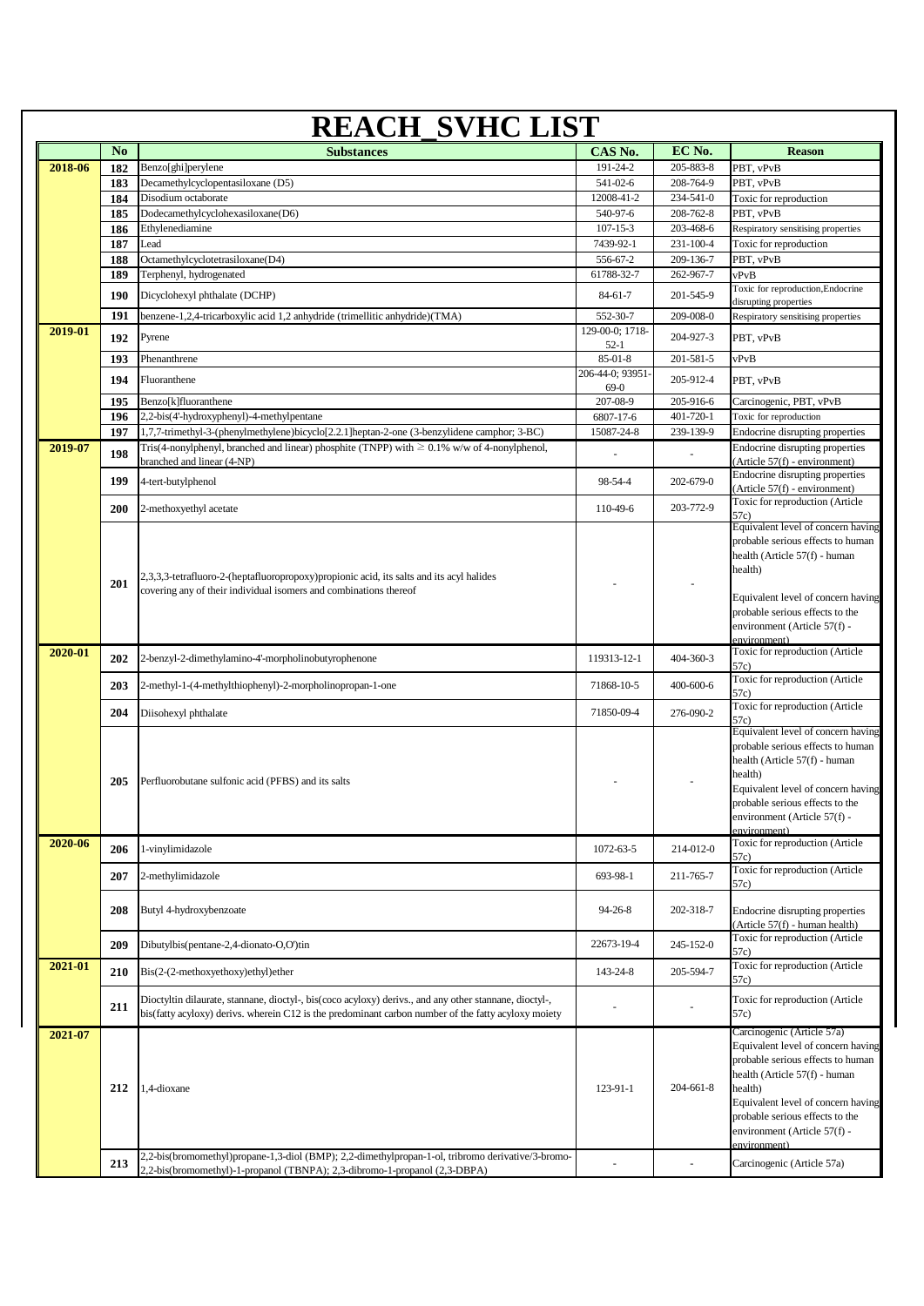# REACH_SVHC LIST

| | No | Substances | CAS No. | EC No. | Reason |
|---|---|---|---|---|---|
| 2018-06 | 182 | Benzo[ghi]perylene | 191-24-2 | 205-883-8 | PBT, vPvB |
| | 183 | Decamethylcyclopentasiloxane (D5) | 541-02-6 | 208-764-9 | PBT, vPvB |
| | 184 | Disodium octaborate | 12008-41-2 | 234-541-0 | Toxic for reproduction |
| | 185 | Dodecamethylcyclohexasiloxane(D6) | 540-97-6 | 208-762-8 | PBT, vPvB |
| | 186 | Ethylenediamine | 107-15-3 | 203-468-6 | Respiratory sensitising properties |
| | 187 | Lead | 7439-92-1 | 231-100-4 | Toxic for reproduction |
| | 188 | Octamethylcyclotetrasiloxane(D4) | 556-67-2 | 209-136-7 | PBT, vPvB |
| | 189 | Terphenyl, hydrogenated | 61788-32-7 | 262-967-7 | vPvB |
| | 190 | Dicyclohexyl phthalate (DCHP) | 84-61-7 | 201-545-9 | Toxic for reproduction,Endocrine disrupting properties |
| | 191 | benzene-1,2,4-tricarboxylic acid 1,2 anhydride (trimellitic anhydride)(TMA) | 552-30-7 | 209-008-0 | Respiratory sensitising properties |
| 2019-01 | 192 | Pyrene | 129-00-0; 1718-52-1 | 204-927-3 | PBT, vPvB |
| | 193 | Phenanthrene | 85-01-8 | 201-581-5 | vPvB |
| | 194 | Fluoranthene | 206-44-0; 93951-69-0 | 205-912-4 | PBT, vPvB |
| | 195 | Benzo[k]fluoranthene | 207-08-9 | 205-916-6 | Carcinogenic, PBT, vPvB |
| | 196 | 2,2-bis(4'-hydroxyphenyl)-4-methylpentane | 6807-17-6 | 401-720-1 | Toxic for reproduction |
| | 197 | 1,7,7-trimethyl-3-(phenylmethylene)bicyclo[2.2.1]heptan-2-one (3-benzylidene camphor; 3-BC) | 15087-24-8 | 239-139-9 | Endocrine disrupting properties |
| 2019-07 | 198 | Tris(4-nonylphenyl, branched and linear) phosphite (TNPP) with ≥ 0.1% w/w of 4-nonylphenol, branched and linear (4-NP) | - | - | Endocrine disrupting properties (Article 57(f) - environment) |
| | 199 | 4-tert-butylphenol | 98-54-4 | 202-679-0 | Endocrine disrupting properties (Article 57(f) - environment) |
| | 200 | 2-methoxyethyl acetate | 110-49-6 | 203-772-9 | Toxic for reproduction (Article 57c) |
| | 201 | 2,3,3,3-tetrafluoro-2-(heptafluoropropoxy)propionic acid, its salts and its acyl halides covering any of their individual isomers and combinations thereof | - | - | Equivalent level of concern having probable serious effects to human health (Article 57(f) - human health) Equivalent level of concern having probable serious effects to the environment (Article 57(f) - environment) |
| 2020-01 | 202 | 2-benzyl-2-dimethylamino-4'-morpholinobutyrophenone | 119313-12-1 | 404-360-3 | Toxic for reproduction (Article 57c) |
| | 203 | 2-methyl-1-(4-methylthiophenyl)-2-morpholinopropan-1-one | 71868-10-5 | 400-600-6 | Toxic for reproduction (Article 57c) |
| | 204 | Diisohexyl phthalate | 71850-09-4 | 276-090-2 | Toxic for reproduction (Article 57c) |
| | 205 | Perfluorobutane sulfonic acid (PFBS) and its salts | - | - | Equivalent level of concern having probable serious effects to human health (Article 57(f) - human health) Equivalent level of concern having probable serious effects to the environment (Article 57(f) - environment) |
| 2020-06 | 206 | 1-vinylimidazole | 1072-63-5 | 214-012-0 | Toxic for reproduction (Article 57c) |
| | 207 | 2-methylimidazole | 693-98-1 | 211-765-7 | Toxic for reproduction (Article 57c) |
| | 208 | Butyl 4-hydroxybenzoate | 94-26-8 | 202-318-7 | Endocrine disrupting properties (Article 57(f) - human health) |
| | 209 | Dibutylbis(pentane-2,4-dionato-O,O')tin | 22673-19-4 | 245-152-0 | Toxic for reproduction (Article 57c) |
| 2021-01 | 210 | Bis(2-(2-methoxyethoxy)ethyl)ether | 143-24-8 | 205-594-7 | Toxic for reproduction (Article 57c) |
| | 211 | Dioctyltin dilaurate, stannane, dioctyl-, bis(coco acyloxy) derivs., and any other stannane, dioctyl-, bis(fatty acyloxy) derivs. wherein C12 is the predominant carbon number of the fatty acyloxy moiety | - | - | Toxic for reproduction (Article 57c) |
| 2021-07 | 212 | 1,4-dioxane | 123-91-1 | 204-661-8 | Carcinogenic (Article 57a) Equivalent level of concern having probable serious effects to human health (Article 57(f) - human health) Equivalent level of concern having probable serious effects to the environment (Article 57(f) - environment) |
| | 213 | 2,2-bis(bromomethyl)propane-1,3-diol (BMP); 2,2-dimethylpropan-1-ol, tribromo derivative/3-bromo-2,2-bis(bromomethyl)-1-propanol (TBNPA); 2,3-dibromo-1-propanol (2,3-DBPA) | - | - | Carcinogenic (Article 57a) |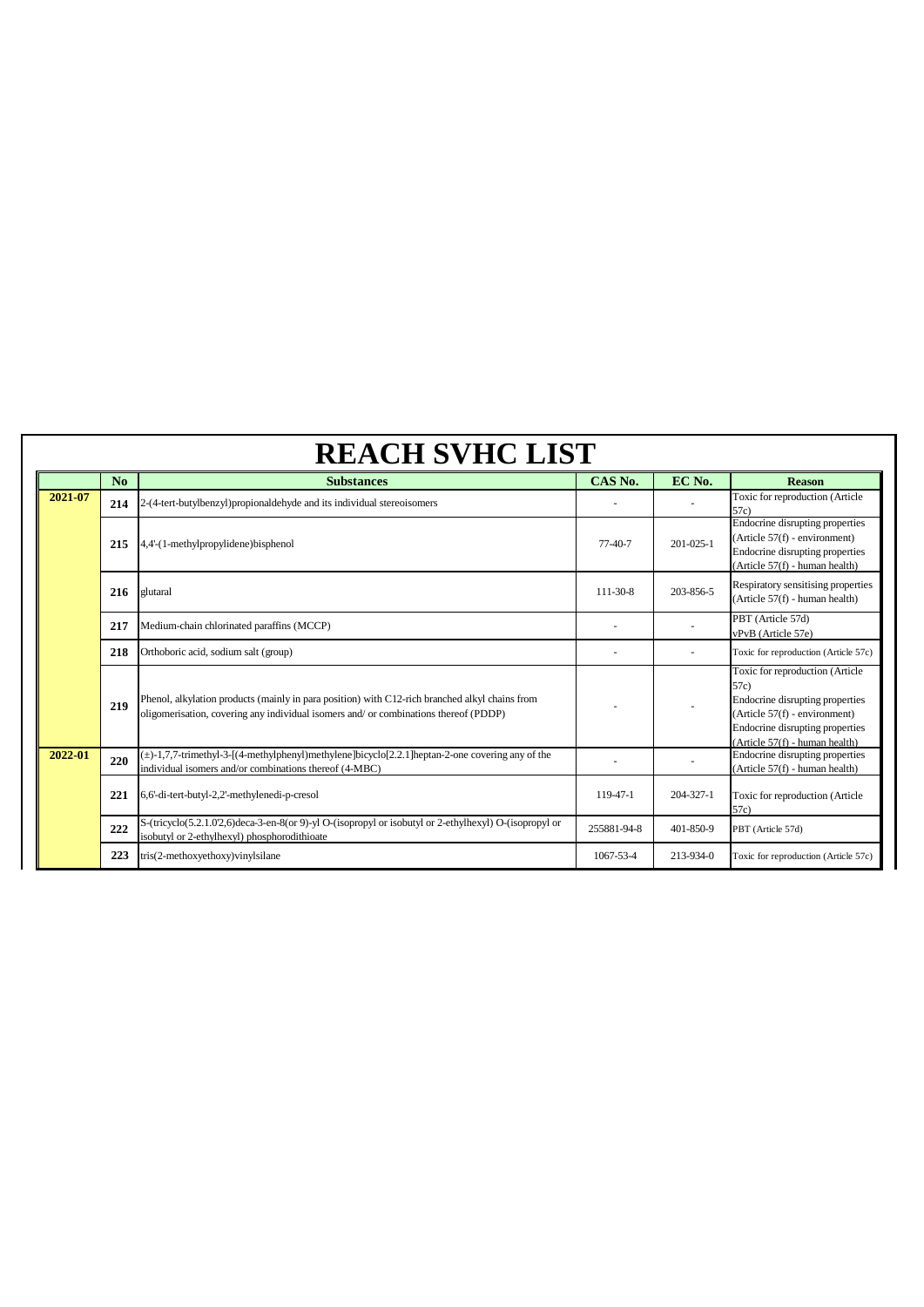# REACH SVHC LIST

| | No | Substances | CAS No. | EC No. | Reason |
|---|---|---|---|---|---|
| **2021-07** | **214** | 2-(4-tert-butylbenzyl)propionaldehyde and its individual stereoisomers | - | - | Toxic for reproduction (Article 57c) |
| | **215** | 4,4'-(1-methylpropylidene)bisphenol | 77-40-7 | 201-025-1 | Endocrine disrupting properties (Article 57(f) - environment) Endocrine disrupting properties (Article 57(f) - human health) |
| | **216** | glutaral | 111-30-8 | 203-856-5 | Respiratory sensitising properties (Article 57(f) - human health) |
| | **217** | Medium-chain chlorinated paraffins (MCCP) | - | - | PBT (Article 57d) vPvB (Article 57e) |
| | **218** | Orthoboric acid, sodium salt (group) | - | - | Toxic for reproduction (Article 57c) |
| | **219** | Phenol, alkylation products (mainly in para position) with C12-rich branched alkyl chains from oligomerisation, covering any individual isomers and/ or combinations thereof (PDDP) | - | - | Toxic for reproduction (Article 57c) Endocrine disrupting properties (Article 57(f) - environment) Endocrine disrupting properties (Article 57(f) - human health) |
| **2022-01** | **220** | (±)-1,7,7-trimethyl-3-[(4-methylphenyl)methylene]bicyclo[2.2.1]heptan-2-one covering any of the individual isomers and/or combinations thereof (4-MBC) | - | - | Endocrine disrupting properties (Article 57(f) - human health) |
| | **221** | 6,6'-di-tert-butyl-2,2'-methylenedi-p-cresol | 119-47-1 | 204-327-1 | Toxic for reproduction (Article 57c) |
| | **222** | S-(tricyclo(5.2.1.0'2,6)deca-3-en-8(or 9)-yl O-(isopropyl or isobutyl or 2-ethylhexyl) O-(isopropyl or isobutyl or 2-ethylhexyl) phosphorodithioate | 255881-94-8 | 401-850-9 | PBT (Article 57d) |
| | **223** | tris(2-methoxyethoxy)vinylsilane | 1067-53-4 | 213-934-0 | Toxic for reproduction (Article 57c) |